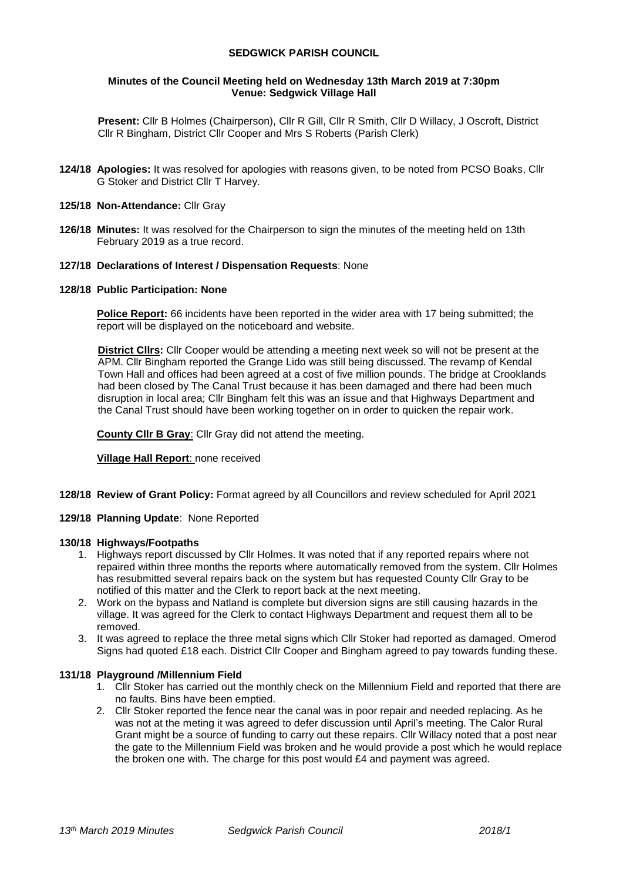**SEDGWICK PARISH COUNCIL**

**Minutes of the Council Meeting held on Wednesday 13th March 2019 at 7:30pm**
**Venue: Sedgwick Village Hall**

**Present:** Cllr B Holmes (Chairperson), Cllr R Gill, Cllr R Smith, Cllr D Willacy, J Oscroft, District Cllr R Bingham, District Cllr Cooper and Mrs S Roberts (Parish Clerk)

**124/18 Apologies:** It was resolved for apologies with reasons given, to be noted from PCSO Boaks, Cllr G Stoker and District Cllr T Harvey.

**125/18 Non-Attendance:** Cllr Gray

**126/18 Minutes:** It was resolved for the Chairperson to sign the minutes of the meeting held on 13th February 2019 as a true record.

**127/18 Declarations of Interest / Dispensation Requests**: None

**128/18 Public Participation: None**

**Police Report:** 66 incidents have been reported in the wider area with 17 being submitted; the report will be displayed on the noticeboard and website.

**District Cllrs:** Cllr Cooper would be attending a meeting next week so will not be present at the APM. Cllr Bingham reported the Grange Lido was still being discussed. The revamp of Kendal Town Hall and offices had been agreed at a cost of five million pounds. The bridge at Crooklands had been closed by The Canal Trust because it has been damaged and there had been much disruption in local area; Cllr Bingham felt this was an issue and that Highways Department and the Canal Trust should have been working together on in order to quicken the repair work.

**County Cllr B Gray**: Cllr Gray did not attend the meeting.

**Village Hall Report**: none received

**128/18 Review of Grant Policy:** Format agreed by all Councillors and review scheduled for April 2021

**129/18 Planning Update**: None Reported

**130/18 Highways/Footpaths**

1. Highways report discussed by Cllr Holmes. It was noted that if any reported repairs where not repaired within three months the reports where automatically removed from the system. Cllr Holmes has resubmitted several repairs back on the system but has requested County Cllr Gray to be notified of this matter and the Clerk to report back at the next meeting.
2. Work on the bypass and Natland is complete but diversion signs are still causing hazards in the village. It was agreed for the Clerk to contact Highways Department and request them all to be removed.
3. It was agreed to replace the three metal signs which Cllr Stoker had reported as damaged. Omerod Signs had quoted £18 each. District Cllr Cooper and Bingham agreed to pay towards funding these.

**131/18 Playground /Millennium Field**

1. Cllr Stoker has carried out the monthly check on the Millennium Field and reported that there are no faults. Bins have been emptied.
2. Cllr Stoker reported the fence near the canal was in poor repair and needed replacing. As he was not at the meting it was agreed to defer discussion until April's meeting. The Calor Rural Grant might be a source of funding to carry out these repairs. Cllr Willacy noted that a post near the gate to the Millennium Field was broken and he would provide a post which he would replace the broken one with. The charge for this post would £4 and payment was agreed.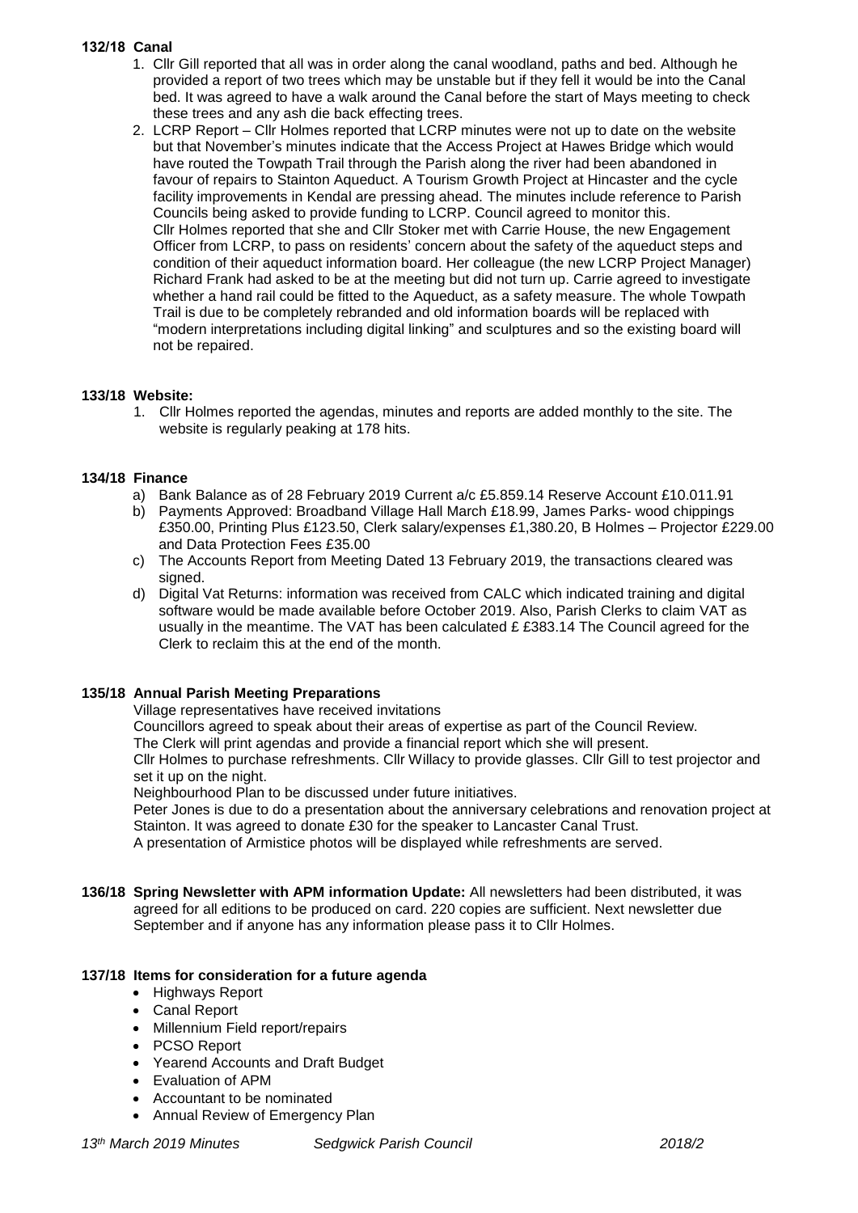**132/18 Canal**

1. Cllr Gill reported that all was in order along the canal woodland, paths and bed. Although he provided a report of two trees which may be unstable but if they fell it would be into the Canal bed. It was agreed to have a walk around the Canal before the start of Mays meeting to check these trees and any ash die back effecting trees.
2. LCRP Report – Cllr Holmes reported that LCRP minutes were not up to date on the website but that November's minutes indicate that the Access Project at Hawes Bridge which would have routed the Towpath Trail through the Parish along the river had been abandoned in favour of repairs to Stainton Aqueduct. A Tourism Growth Project at Hincaster and the cycle facility improvements in Kendal are pressing ahead. The minutes include reference to Parish Councils being asked to provide funding to LCRP. Council agreed to monitor this.
   Cllr Holmes reported that she and Cllr Stoker met with Carrie House, the new Engagement Officer from LCRP, to pass on residents' concern about the safety of the aqueduct steps and condition of their aqueduct information board. Her colleague (the new LCRP Project Manager) Richard Frank had asked to be at the meeting but did not turn up. Carrie agreed to investigate whether a hand rail could be fitted to the Aqueduct, as a safety measure. The whole Towpath Trail is due to be completely rebranded and old information boards will be replaced with "modern interpretations including digital linking" and sculptures and so the existing board will not be repaired.

**133/18 Website:**

1. Cllr Holmes reported the agendas, minutes and reports are added monthly to the site. The website is regularly peaking at 178 hits.

**134/18 Finance**

a) Bank Balance as of 28 February 2019 Current a/c £5.859.14 Reserve Account £10.011.91
b) Payments Approved: Broadband Village Hall March £18.99, James Parks- wood chippings £350.00, Printing Plus £123.50, Clerk salary/expenses £1,380.20, B Holmes – Projector £229.00 and Data Protection Fees £35.00
c) The Accounts Report from Meeting Dated 13 February 2019, the transactions cleared was signed.
d) Digital Vat Returns: information was received from CALC which indicated training and digital software would be made available before October 2019. Also, Parish Clerks to claim VAT as usually in the meantime. The VAT has been calculated £ £383.14 The Council agreed for the Clerk to reclaim this at the end of the month.

**135/18 Annual Parish Meeting Preparations**

Village representatives have received invitations
Councillors agreed to speak about their areas of expertise as part of the Council Review.
The Clerk will print agendas and provide a financial report which she will present.
Cllr Holmes to purchase refreshments. Cllr Willacy to provide glasses. Cllr Gill to test projector and set it up on the night.
Neighbourhood Plan to be discussed under future initiatives.
Peter Jones is due to do a presentation about the anniversary celebrations and renovation project at Stainton. It was agreed to donate £30 for the speaker to Lancaster Canal Trust.
A presentation of Armistice photos will be displayed while refreshments are served.

**136/18 Spring Newsletter with APM information Update:** All newsletters had been distributed, it was agreed for all editions to be produced on card. 220 copies are sufficient. Next newsletter due September and if anyone has any information please pass it to Cllr Holmes.

**137/18 Items for consideration for a future agenda**

- Highways Report
- Canal Report
- Millennium Field report/repairs
- PCSO Report
- Yearend Accounts and Draft Budget
- Evaluation of APM
- Accountant to be nominated
- Annual Review of Emergency Plan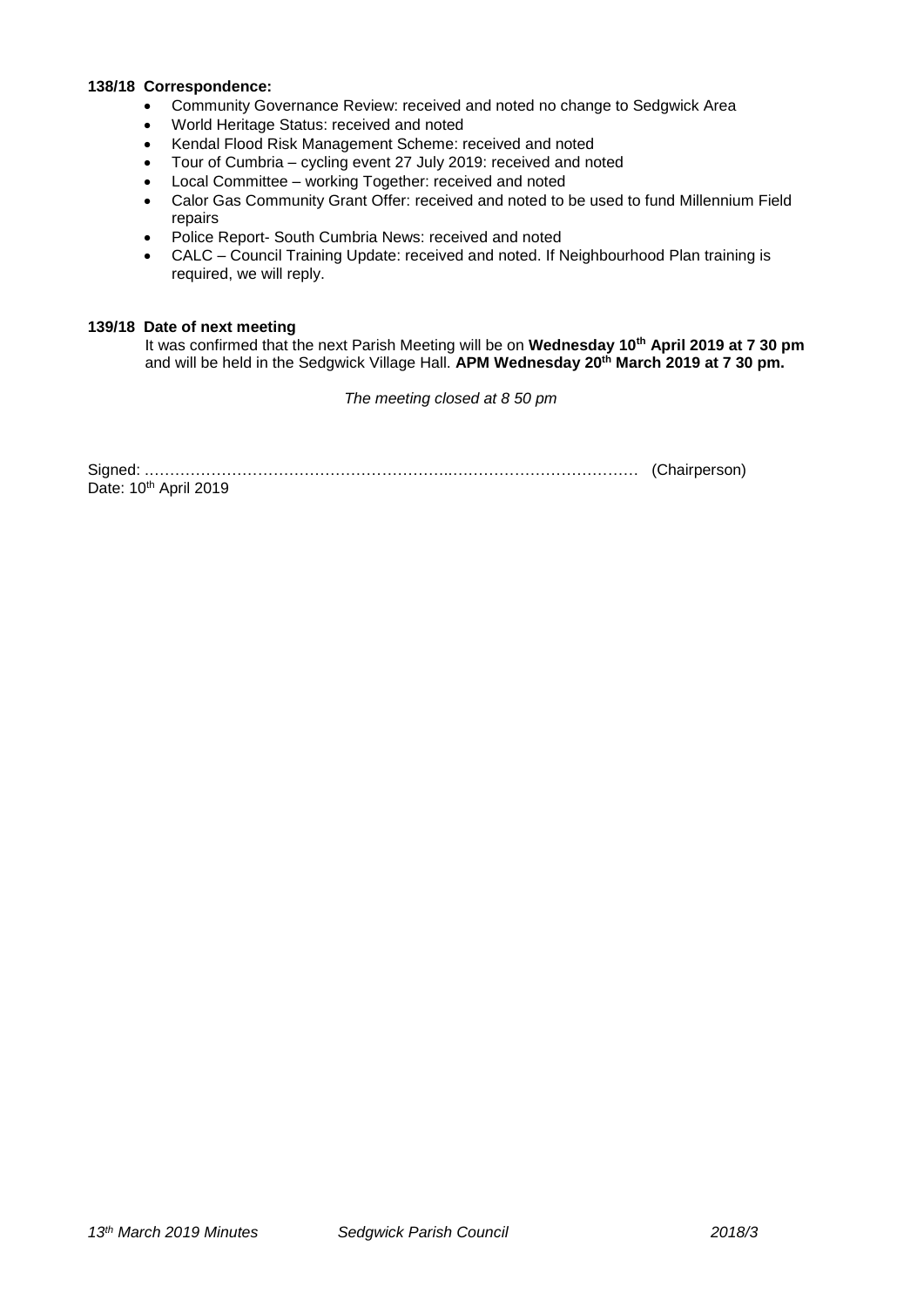**138/18 Correspondence:**

- Community Governance Review: received and noted no change to Sedgwick Area
- World Heritage Status: received and noted
- Kendal Flood Risk Management Scheme: received and noted
- Tour of Cumbria – cycling event 27 July 2019: received and noted
- Local Committee – working Together: received and noted
- Calor Gas Community Grant Offer: received and noted to be used to fund Millennium Field repairs
- Police Report- South Cumbria News: received and noted
- CALC – Council Training Update: received and noted. If Neighbourhood Plan training is required, we will reply.

**139/18 Date of next meeting**

It was confirmed that the next Parish Meeting will be on **Wednesday 10th April 2019 at 7 30 pm** and will be held in the Sedgwick Village Hall. **APM Wednesday 20th March 2019 at 7 30 pm.**

*The meeting closed at 8 50 pm*

Signed: ………………………………………………….……………………………… (Chairperson)
Date: 10th April 2019